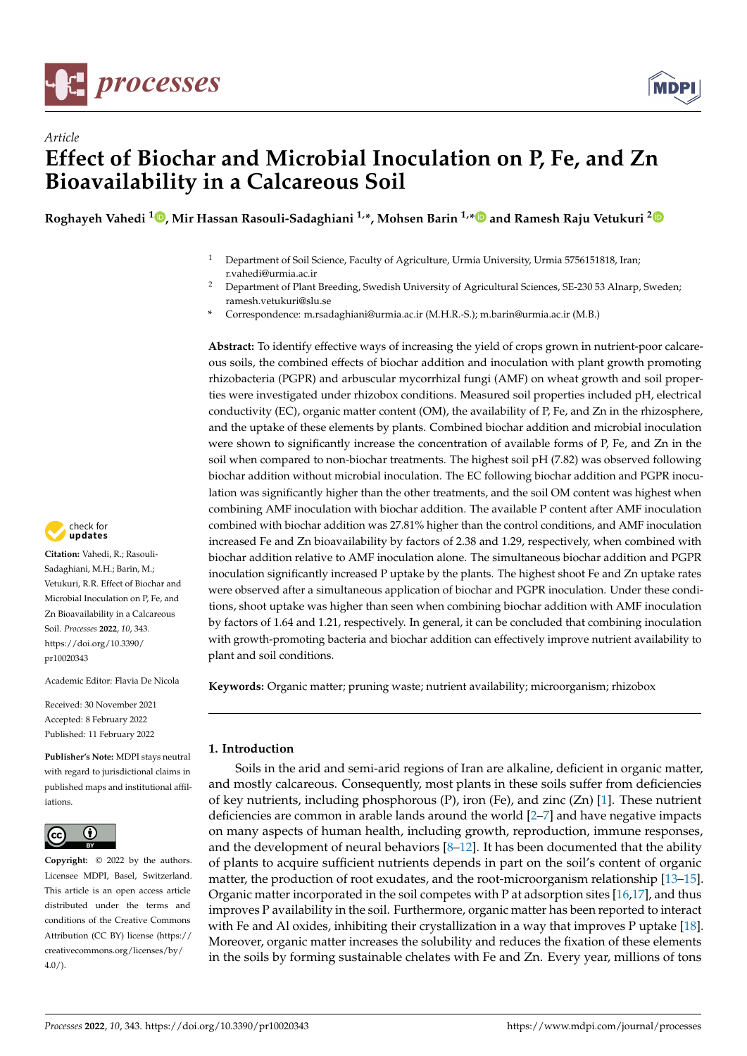Article

# Effect of Biochar and Microbial Inoculation on P, Fe, and Zn Bioavailability in a Calcareous Soil

**Roghayeh Vahedi [1], Mir Hassan Rasouli-Sadaghiani [1,*], Mohsen Barin [1,*] and Ramesh Raju Vetukuri [2]**

[1] Department of Soil Science, Faculty of Agriculture, Urmia University, Urmia 5756151818, Iran; r.vahedi@urmia.ac.ir

[2] Department of Plant Breeding, Swedish University of Agricultural Sciences, SE-230 53 Alnarp, Sweden; ramesh.vetukuri@slu.se

* Correspondence: m.rsadaghiani@urmia.ac.ir (M.H.R.-S.); m.barin@urmia.ac.ir (M.B.)

**Abstract:** To identify effective ways of increasing the yield of crops grown in nutrient-poor calcareous soils, the combined effects of biochar addition and inoculation with plant growth promoting rhizobacteria (PGPR) and arbuscular mycorrhizal fungi (AMF) on wheat growth and soil properties were investigated under rhizobox conditions. Measured soil properties included pH, electrical conductivity (EC), organic matter content (OM), the availability of P, Fe, and Zn in the rhizosphere, and the uptake of these elements by plants. Combined biochar addition and microbial inoculation were shown to significantly increase the concentration of available forms of P, Fe, and Zn in the soil when compared to non-biochar treatments. The highest soil pH (7.82) was observed following biochar addition without microbial inoculation. The EC following biochar addition and PGPR inoculation was significantly higher than the other treatments, and the soil OM content was highest when combining AMF inoculation with biochar addition. The available P content after AMF inoculation combined with biochar addition was 27.81% higher than the control conditions, and AMF inoculation increased Fe and Zn bioavailability by factors of 2.38 and 1.29, respectively, when combined with biochar addition relative to AMF inoculation alone. The simultaneous biochar addition and PGPR inoculation significantly increased P uptake by the plants. The highest shoot Fe and Zn uptake rates were observed after a simultaneous application of biochar and PGPR inoculation. Under these conditions, shoot uptake was higher than seen when combining biochar addition with AMF inoculation by factors of 1.64 and 1.21, respectively. In general, it can be concluded that combining inoculation with growth-promoting bacteria and biochar addition can effectively improve nutrient availability to plant and soil conditions.

**Keywords:** Organic matter; pruning waste; nutrient availability; microorganism; rhizobox

**Citation:** Vahedi, R.; Rasouli-Sadaghiani, M.H.; Barin, M.; Vetukuri, R.R. Effect of Biochar and Microbial Inoculation on P, Fe, and Zn Bioavailability in a Calcareous Soil. *Processes* **2022**, *10*, 343. https://doi.org/10.3390/pr10020343

Academic Editor: Flavia De Nicola

Received: 30 November 2021
Accepted: 8 February 2022
Published: 11 February 2022

**Publisher's Note:** MDPI stays neutral with regard to jurisdictional claims in published maps and institutional affiliations.

**Copyright:** © 2022 by the authors. Licensee MDPI, Basel, Switzerland. This article is an open access article distributed under the terms and conditions of the Creative Commons Attribution (CC BY) license (https://creativecommons.org/licenses/by/4.0/).

## 1. Introduction

Soils in the arid and semi-arid regions of Iran are alkaline, deficient in organic matter, and mostly calcareous. Consequently, most plants in these soils suffer from deficiencies of key nutrients, including phosphorous (P), iron (Fe), and zinc (Zn) [1]. These nutrient deficiencies are common in arable lands around the world [2–7] and have negative impacts on many aspects of human health, including growth, reproduction, immune responses, and the development of neural behaviors [8–12]. It has been documented that the ability of plants to acquire sufficient nutrients depends in part on the soil's content of organic matter, the production of root exudates, and the root-microorganism relationship [13–15]. Organic matter incorporated in the soil competes with P at adsorption sites [16,17], and thus improves P availability in the soil. Furthermore, organic matter has been reported to interact with Fe and Al oxides, inhibiting their crystallization in a way that improves P uptake [18]. Moreover, organic matter increases the solubility and reduces the fixation of these elements in the soils by forming sustainable chelates with Fe and Zn. Every year, millions of tons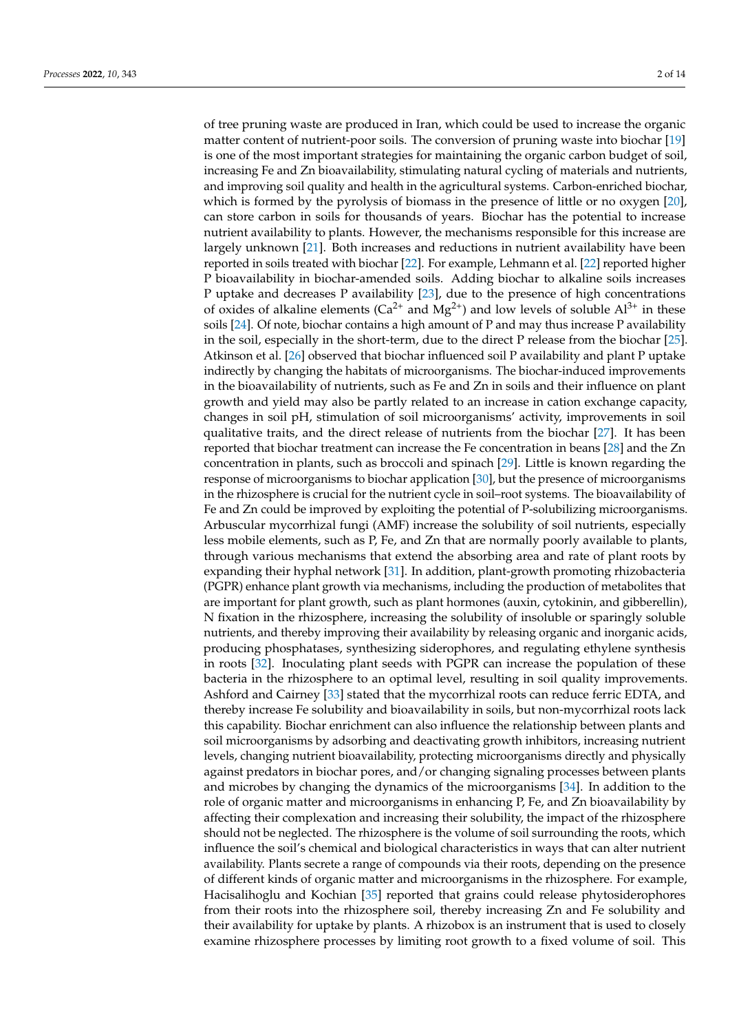of tree pruning waste are produced in Iran, which could be used to increase the organic matter content of nutrient-poor soils. The conversion of pruning waste into biochar [19] is one of the most important strategies for maintaining the organic carbon budget of soil, increasing Fe and Zn bioavailability, stimulating natural cycling of materials and nutrients, and improving soil quality and health in the agricultural systems. Carbon-enriched biochar, which is formed by the pyrolysis of biomass in the presence of little or no oxygen [20], can store carbon in soils for thousands of years. Biochar has the potential to increase nutrient availability to plants. However, the mechanisms responsible for this increase are largely unknown [21]. Both increases and reductions in nutrient availability have been reported in soils treated with biochar [22]. For example, Lehmann et al. [22] reported higher P bioavailability in biochar-amended soils. Adding biochar to alkaline soils increases P uptake and decreases P availability [23], due to the presence of high concentrations of oxides of alkaline elements ($Ca^{2+}$ and $Mg^{2+}$) and low levels of soluble $Al^{3+}$ in these soils [24]. Of note, biochar contains a high amount of P and may thus increase P availability in the soil, especially in the short-term, due to the direct P release from the biochar [25]. Atkinson et al. [26] observed that biochar influenced soil P availability and plant P uptake indirectly by changing the habitats of microorganisms. The biochar-induced improvements in the bioavailability of nutrients, such as Fe and Zn in soils and their influence on plant growth and yield may also be partly related to an increase in cation exchange capacity, changes in soil pH, stimulation of soil microorganisms' activity, improvements in soil qualitative traits, and the direct release of nutrients from the biochar [27]. It has been reported that biochar treatment can increase the Fe concentration in beans [28] and the Zn concentration in plants, such as broccoli and spinach [29]. Little is known regarding the response of microorganisms to biochar application [30], but the presence of microorganisms in the rhizosphere is crucial for the nutrient cycle in soil–root systems. The bioavailability of Fe and Zn could be improved by exploiting the potential of P-solubilizing microorganisms. Arbuscular mycorrhizal fungi (AMF) increase the solubility of soil nutrients, especially less mobile elements, such as P, Fe, and Zn that are normally poorly available to plants, through various mechanisms that extend the absorbing area and rate of plant roots by expanding their hyphal network [31]. In addition, plant-growth promoting rhizobacteria (PGPR) enhance plant growth via mechanisms, including the production of metabolites that are important for plant growth, such as plant hormones (auxin, cytokinin, and gibberellin), N fixation in the rhizosphere, increasing the solubility of insoluble or sparingly soluble nutrients, and thereby improving their availability by releasing organic and inorganic acids, producing phosphatases, synthesizing siderophores, and regulating ethylene synthesis in roots [32]. Inoculating plant seeds with PGPR can increase the population of these bacteria in the rhizosphere to an optimal level, resulting in soil quality improvements. Ashford and Cairney [33] stated that the mycorrhizal roots can reduce ferric EDTA, and thereby increase Fe solubility and bioavailability in soils, but non-mycorrhizal roots lack this capability. Biochar enrichment can also influence the relationship between plants and soil microorganisms by adsorbing and deactivating growth inhibitors, increasing nutrient levels, changing nutrient bioavailability, protecting microorganisms directly and physically against predators in biochar pores, and/or changing signaling processes between plants and microbes by changing the dynamics of the microorganisms [34]. In addition to the role of organic matter and microorganisms in enhancing P, Fe, and Zn bioavailability by affecting their complexation and increasing their solubility, the impact of the rhizosphere should not be neglected. The rhizosphere is the volume of soil surrounding the roots, which influence the soil's chemical and biological characteristics in ways that can alter nutrient availability. Plants secrete a range of compounds via their roots, depending on the presence of different kinds of organic matter and microorganisms in the rhizosphere. For example, Hacisalihoglu and Kochian [35] reported that grains could release phytosiderophores from their roots into the rhizosphere soil, thereby increasing Zn and Fe solubility and their availability for uptake by plants. A rhizobox is an instrument that is used to closely examine rhizosphere processes by limiting root growth to a fixed volume of soil. This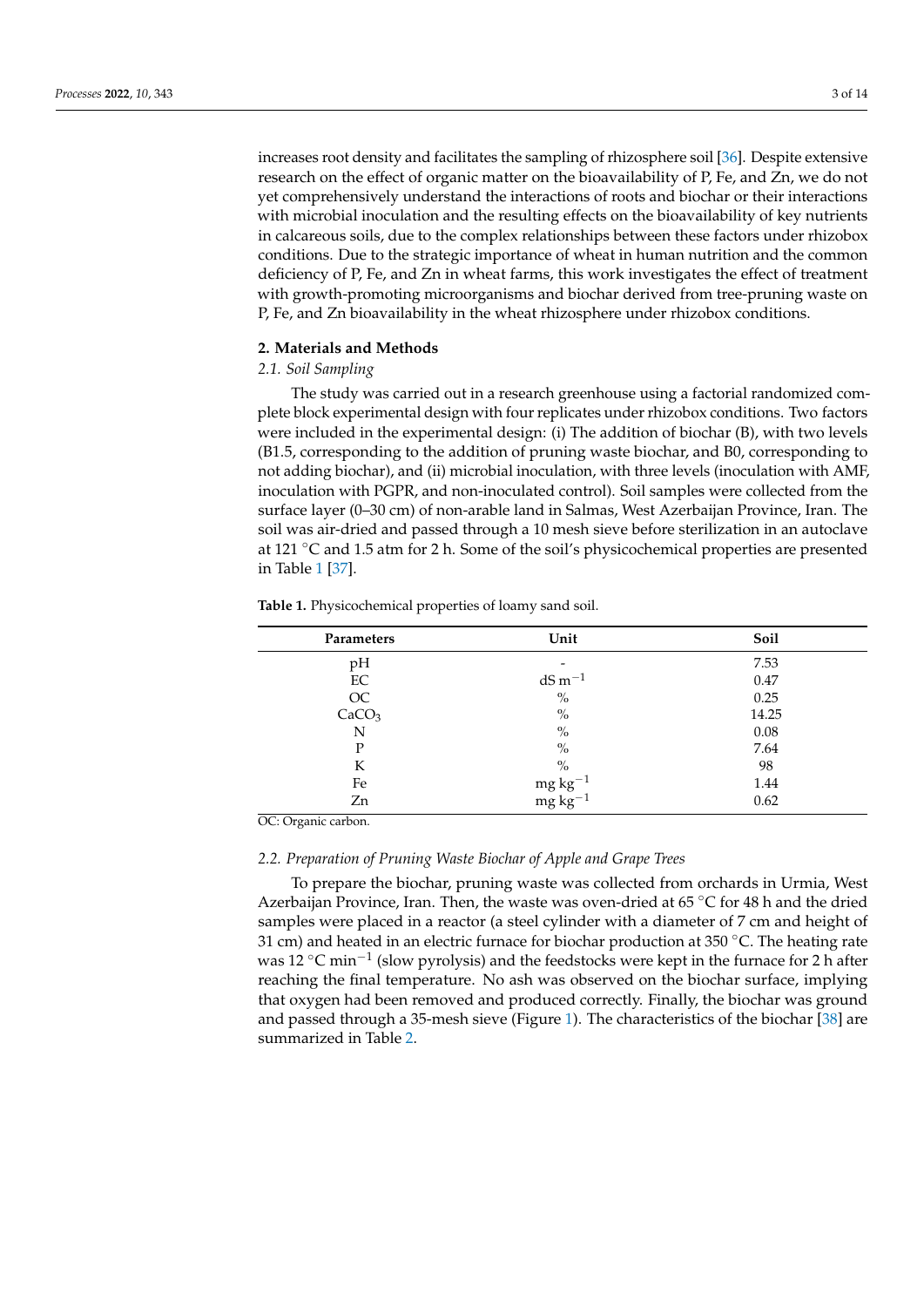increases root density and facilitates the sampling of rhizosphere soil [36]. Despite extensive research on the effect of organic matter on the bioavailability of P, Fe, and Zn, we do not yet comprehensively understand the interactions of roots and biochar or their interactions with microbial inoculation and the resulting effects on the bioavailability of key nutrients in calcareous soils, due to the complex relationships between these factors under rhizobox conditions. Due to the strategic importance of wheat in human nutrition and the common deficiency of P, Fe, and Zn in wheat farms, this work investigates the effect of treatment with growth-promoting microorganisms and biochar derived from tree-pruning waste on P, Fe, and Zn bioavailability in the wheat rhizosphere under rhizobox conditions.

## 2. Materials and Methods

### 2.1. Soil Sampling

The study was carried out in a research greenhouse using a factorial randomized complete block experimental design with four replicates under rhizobox conditions. Two factors were included in the experimental design: (i) The addition of biochar (B), with two levels (B1.5, corresponding to the addition of pruning waste biochar, and B0, corresponding to not adding biochar), and (ii) microbial inoculation, with three levels (inoculation with AMF, inoculation with PGPR, and non-inoculated control). Soil samples were collected from the surface layer (0–30 cm) of non-arable land in Salmas, West Azerbaijan Province, Iran. The soil was air-dried and passed through a 10 mesh sieve before sterilization in an autoclave at 121 °C and 1.5 atm for 2 h. Some of the soil's physicochemical properties are presented in Table 1 [37].

**Table 1.** Physicochemical properties of loamy sand soil.

| Parameters | Unit | Soil |
|---|---|---|
| pH | - | 7.53 |
| EC | dS $m^{-1}$ | 0.47 |
| OC | % | 0.25 |
| $CaCO_3$ | % | 14.25 |
| N | % | 0.08 |
| P | % | 7.64 |
| K | % | 98 |
| Fe | mg $kg^{-1}$ | 1.44 |
| Zn | mg $kg^{-1}$ | 0.62 |

OC: Organic carbon.

### 2.2. Preparation of Pruning Waste Biochar of Apple and Grape Trees

To prepare the biochar, pruning waste was collected from orchards in Urmia, West Azerbaijan Province, Iran. Then, the waste was oven-dried at 65 °C for 48 h and the dried samples were placed in a reactor (a steel cylinder with a diameter of 7 cm and height of 31 cm) and heated in an electric furnace for biochar production at 350 °C. The heating rate was 12 °C $min^{-1}$ (slow pyrolysis) and the feedstocks were kept in the furnace for 2 h after reaching the final temperature. No ash was observed on the biochar surface, implying that oxygen had been removed and produced correctly. Finally, the biochar was ground and passed through a 35-mesh sieve (Figure 1). The characteristics of the biochar [38] are summarized in Table 2.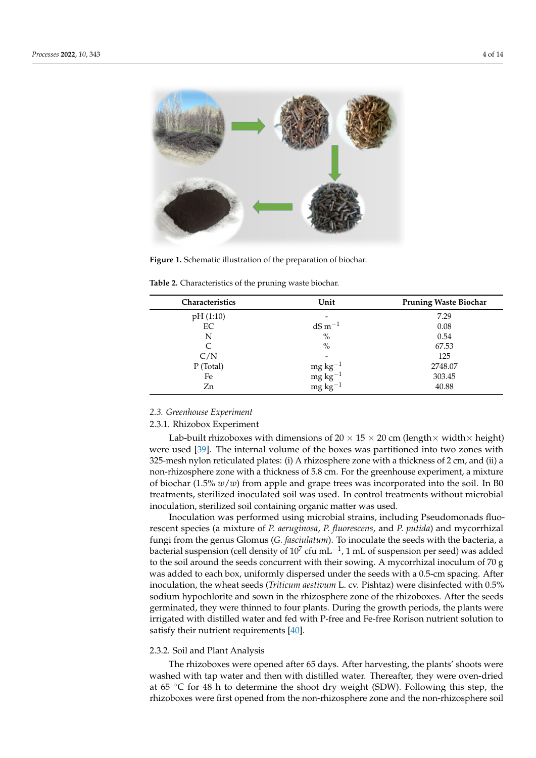**Figure 1.** Schematic illustration of the preparation of biochar.

**Table 2.** Characteristics of the pruning waste biochar.

| Characteristics | Unit | Pruning Waste Biochar |
|---|---|---|
| pH (1:10) | - | 7.29 |
| EC | dS $m^{-1}$ | 0.08 |
| N | % | 0.54 |
| C | % | 67.53 |
| C/N | - | 125 |
| P (Total) | mg $kg^{-1}$ | 2748.07 |
| Fe | mg $kg^{-1}$ | 303.45 |
| Zn | mg $kg^{-1}$ | 40.88 |

### *2.3. Greenhouse Experiment*

#### 2.3.1. Rhizobox Experiment

Lab-built rhizoboxes with dimensions of 20 × 15 × 20 cm (length× width× height) were used [39]. The internal volume of the boxes was partitioned into two zones with 325-mesh nylon reticulated plates: (i) A rhizosphere zone with a thickness of 2 cm, and (ii) a non-rhizosphere zone with a thickness of 5.8 cm. For the greenhouse experiment, a mixture of biochar (1.5% $w/w$) from apple and grape trees was incorporated into the soil. In B0 treatments, sterilized inoculated soil was used. In control treatments without microbial inoculation, sterilized soil containing organic matter was used.

Inoculation was performed using microbial strains, including Pseudomonads fluorescent species (a mixture of *P. aeruginosa*, *P. fluorescens*, and *P. putida*) and mycorrhizal fungi from the genus Glomus (*G. fasciulatum*). To inoculate the seeds with the bacteria, a bacterial suspension (cell density of $10^7$ cfu $mL^{-1}$, 1 mL of suspension per seed) was added to the soil around the seeds concurrent with their sowing. A mycorrhizal inoculum of 70 g was added to each box, uniformly dispersed under the seeds with a 0.5-cm spacing. After inoculation, the wheat seeds (*Triticum aestivum* L. cv. Pishtaz) were disinfected with 0.5% sodium hypochlorite and sown in the rhizosphere zone of the rhizoboxes. After the seeds germinated, they were thinned to four plants. During the growth periods, the plants were irrigated with distilled water and fed with P-free and Fe-free Rorison nutrient solution to satisfy their nutrient requirements [40].

#### 2.3.2. Soil and Plant Analysis

The rhizoboxes were opened after 65 days. After harvesting, the plants' shoots were washed with tap water and then with distilled water. Thereafter, they were oven-dried at 65 °C for 48 h to determine the shoot dry weight (SDW). Following this step, the rhizoboxes were first opened from the non-rhizosphere zone and the non-rhizosphere soil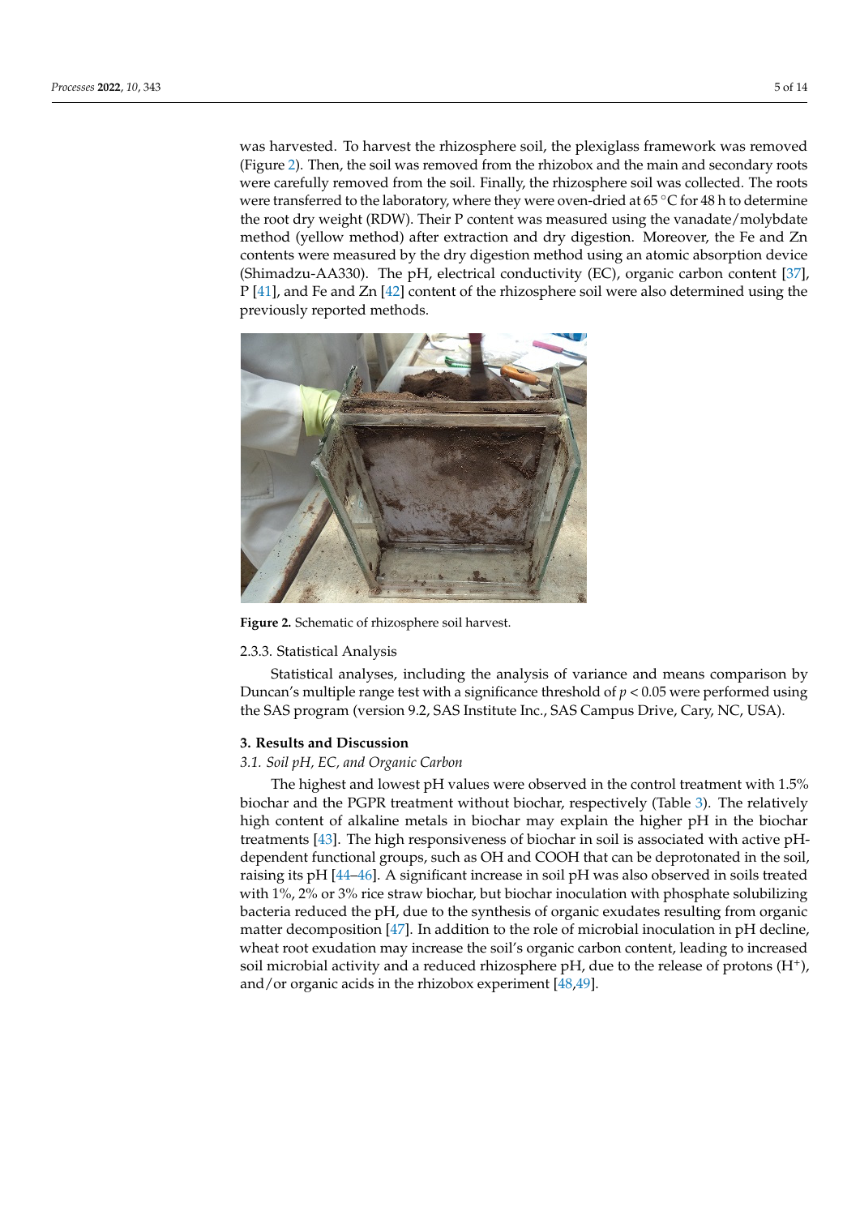was harvested. To harvest the rhizosphere soil, the plexiglass framework was removed (Figure 2). Then, the soil was removed from the rhizobox and the main and secondary roots were carefully removed from the soil. Finally, the rhizosphere soil was collected. The roots were transferred to the laboratory, where they were oven-dried at 65 °C for 48 h to determine the root dry weight (RDW). Their P content was measured using the vanadate/molybdate method (yellow method) after extraction and dry digestion. Moreover, the Fe and Zn contents were measured by the dry digestion method using an atomic absorption device (Shimadzu-AA330). The pH, electrical conductivity (EC), organic carbon content [37], P [41], and Fe and Zn [42] content of the rhizosphere soil were also determined using the previously reported methods.

**Figure 2.** Schematic of rhizosphere soil harvest.

### 2.3.3. Statistical Analysis

Statistical analyses, including the analysis of variance and means comparison by Duncan's multiple range test with a significance threshold of $p < 0.05$ were performed using the SAS program (version 9.2, SAS Institute Inc., SAS Campus Drive, Cary, NC, USA).

## 3. Results and Discussion

### *3.1. Soil pH, EC, and Organic Carbon*

The highest and lowest pH values were observed in the control treatment with 1.5% biochar and the PGPR treatment without biochar, respectively (Table 3). The relatively high content of alkaline metals in biochar may explain the higher pH in the biochar treatments [43]. The high responsiveness of biochar in soil is associated with active pH-dependent functional groups, such as OH and COOH that can be deprotonated in the soil, raising its pH [44–46]. A significant increase in soil pH was also observed in soils treated with 1%, 2% or 3% rice straw biochar, but biochar inoculation with phosphate solubilizing bacteria reduced the pH, due to the synthesis of organic exudates resulting from organic matter decomposition [47]. In addition to the role of microbial inoculation in pH decline, wheat root exudation may increase the soil's organic carbon content, leading to increased soil microbial activity and a reduced rhizosphere pH, due to the release of protons ($H^+$), and/or organic acids in the rhizobox experiment [48,49].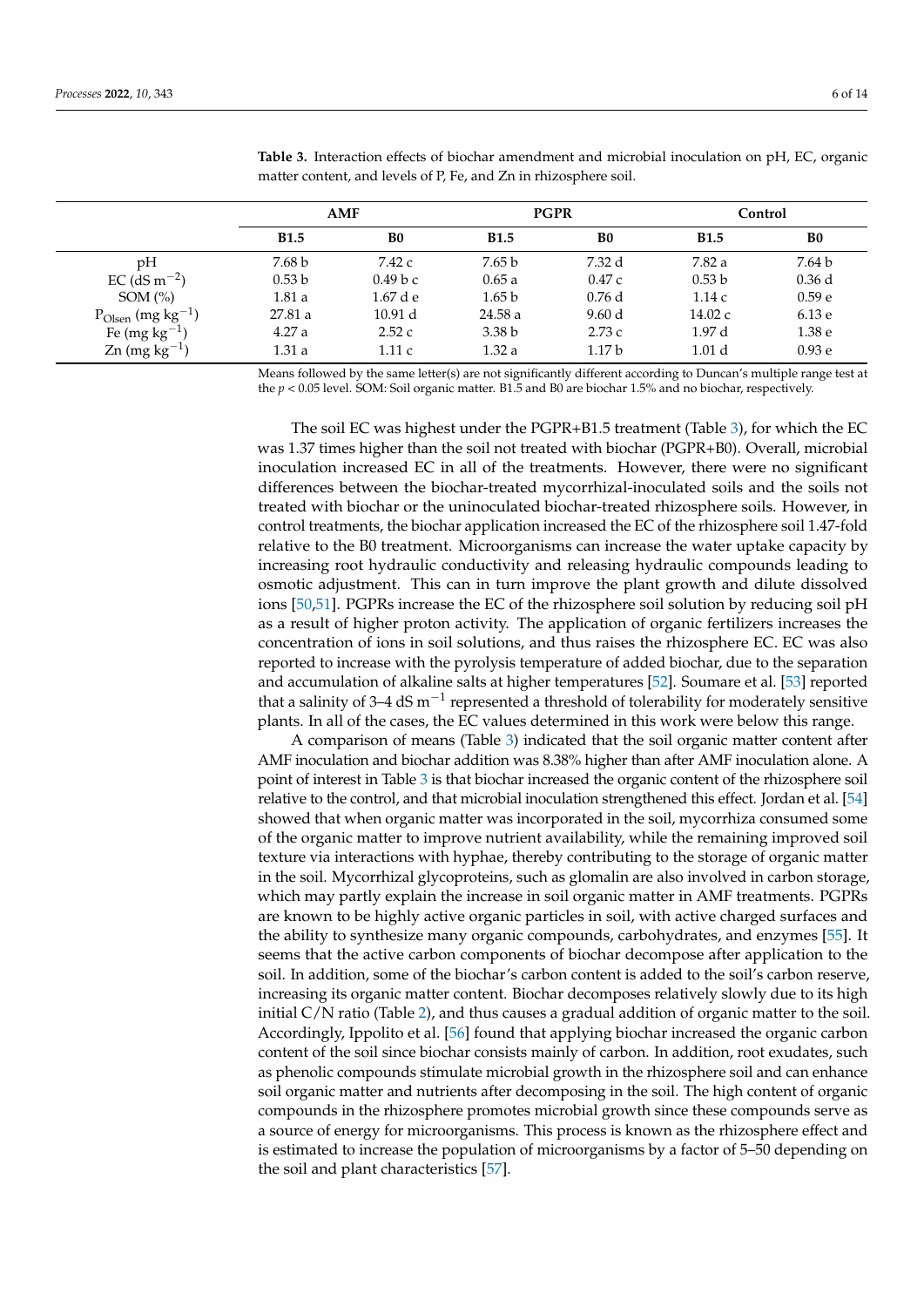**Table 3.** Interaction effects of biochar amendment and microbial inoculation on pH, EC, organic matter content, and levels of P, Fe, and Zn in rhizosphere soil.

| | AMF | | PGPR | | Control | |
|---|---|---|---|---|---|---|
| | **B1.5** | **B0** | **B1.5** | **B0** | **B1.5** | **B0** |
| pH | 7.68 b | 7.42 c | 7.65 b | 7.32 d | 7.82 a | 7.64 b |
| EC (dS $m^{-2}$) | 0.53 b | 0.49 b c | 0.65 a | 0.47 c | 0.53 b | 0.36 d |
| SOM (%) | 1.81 a | 1.67 d e | 1.65 b | 0.76 d | 1.14 c | 0.59 e |
| $P_{Olsen}$ (mg $kg^{-1}$) | 27.81 a | 10.91 d | 24.58 a | 9.60 d | 14.02 c | 6.13 e |
| Fe (mg $kg^{-1}$) | 4.27 a | 2.52 c | 3.38 b | 2.73 c | 1.97 d | 1.38 e |
| Zn (mg $kg^{-1}$) | 1.31 a | 1.11 c | 1.32 a | 1.17 b | 1.01 d | 0.93 e |

Means followed by the same letter(s) are not significantly different according to Duncan's multiple range test at the $p < 0.05$ level. SOM: Soil organic matter. B1.5 and B0 are biochar 1.5% and no biochar, respectively.

The soil EC was highest under the PGPR+B1.5 treatment (Table 3), for which the EC was 1.37 times higher than the soil not treated with biochar (PGPR+B0). Overall, microbial inoculation increased EC in all of the treatments. However, there were no significant differences between the biochar-treated mycorrhizal-inoculated soils and the soils not treated with biochar or the uninoculated biochar-treated rhizosphere soils. However, in control treatments, the biochar application increased the EC of the rhizosphere soil 1.47-fold relative to the B0 treatment. Microorganisms can increase the water uptake capacity by increasing root hydraulic conductivity and releasing hydraulic compounds leading to osmotic adjustment. This can in turn improve the plant growth and dilute dissolved ions [50,51]. PGPRs increase the EC of the rhizosphere soil solution by reducing soil pH as a result of higher proton activity. The application of organic fertilizers increases the concentration of ions in soil solutions, and thus raises the rhizosphere EC. EC was also reported to increase with the pyrolysis temperature of added biochar, due to the separation and accumulation of alkaline salts at higher temperatures [52]. Soumare et al. [53] reported that a salinity of 3–4 dS $m^{-1}$ represented a threshold of tolerability for moderately sensitive plants. In all of the cases, the EC values determined in this work were below this range.

A comparison of means (Table 3) indicated that the soil organic matter content after AMF inoculation and biochar addition was 8.38% higher than after AMF inoculation alone. A point of interest in Table 3 is that biochar increased the organic content of the rhizosphere soil relative to the control, and that microbial inoculation strengthened this effect. Jordan et al. [54] showed that when organic matter was incorporated in the soil, mycorrhiza consumed some of the organic matter to improve nutrient availability, while the remaining improved soil texture via interactions with hyphae, thereby contributing to the storage of organic matter in the soil. Mycorrhizal glycoproteins, such as glomalin are also involved in carbon storage, which may partly explain the increase in soil organic matter in AMF treatments. PGPRs are known to be highly active organic particles in soil, with active charged surfaces and the ability to synthesize many organic compounds, carbohydrates, and enzymes [55]. It seems that the active carbon components of biochar decompose after application to the soil. In addition, some of the biochar's carbon content is added to the soil's carbon reserve, increasing its organic matter content. Biochar decomposes relatively slowly due to its high initial C/N ratio (Table 2), and thus causes a gradual addition of organic matter to the soil. Accordingly, Ippolito et al. [56] found that applying biochar increased the organic carbon content of the soil since biochar consists mainly of carbon. In addition, root exudates, such as phenolic compounds stimulate microbial growth in the rhizosphere soil and can enhance soil organic matter and nutrients after decomposing in the soil. The high content of organic compounds in the rhizosphere promotes microbial growth since these compounds serve as a source of energy for microorganisms. This process is known as the rhizosphere effect and is estimated to increase the population of microorganisms by a factor of 5–50 depending on the soil and plant characteristics [57].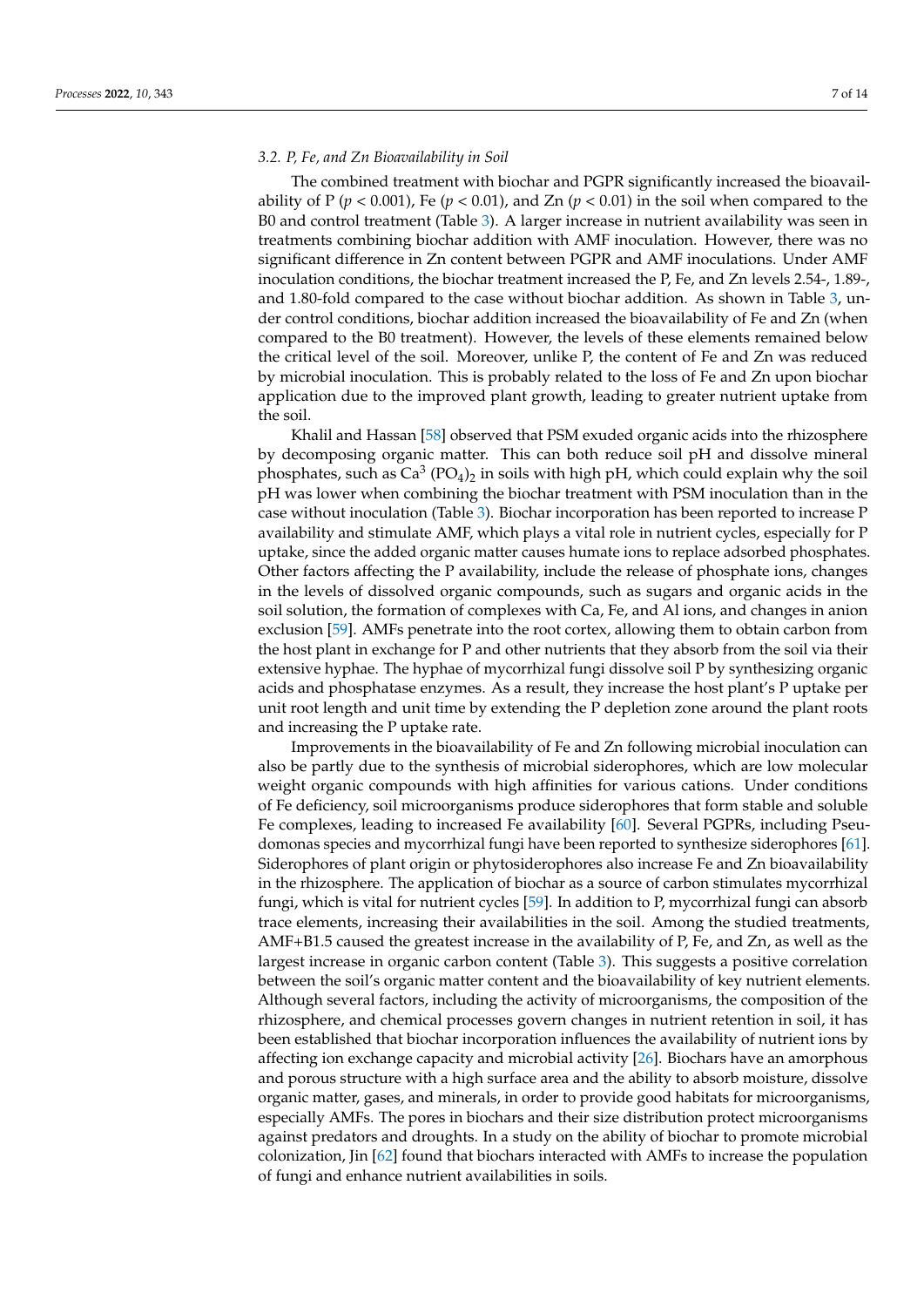### 3.2. P, Fe, and Zn Bioavailability in Soil

The combined treatment with biochar and PGPR significantly increased the bioavailability of P ($p < 0.001$), Fe ($p < 0.01$), and Zn ($p < 0.01$) in the soil when compared to the B0 and control treatment (Table 3). A larger increase in nutrient availability was seen in treatments combining biochar addition with AMF inoculation. However, there was no significant difference in Zn content between PGPR and AMF inoculations. Under AMF inoculation conditions, the biochar treatment increased the P, Fe, and Zn levels 2.54-, 1.89-, and 1.80-fold compared to the case without biochar addition. As shown in Table 3, under control conditions, biochar addition increased the bioavailability of Fe and Zn (when compared to the B0 treatment). However, the levels of these elements remained below the critical level of the soil. Moreover, unlike P, the content of Fe and Zn was reduced by microbial inoculation. This is probably related to the loss of Fe and Zn upon biochar application due to the improved plant growth, leading to greater nutrient uptake from the soil.

Khalil and Hassan [58] observed that PSM exuded organic acids into the rhizosphere by decomposing organic matter. This can both reduce soil pH and dissolve mineral phosphates, such as $Ca^3 (PO_4)_2$ in soils with high pH, which could explain why the soil pH was lower when combining the biochar treatment with PSM inoculation than in the case without inoculation (Table 3). Biochar incorporation has been reported to increase P availability and stimulate AMF, which plays a vital role in nutrient cycles, especially for P uptake, since the added organic matter causes humate ions to replace adsorbed phosphates. Other factors affecting the P availability, include the release of phosphate ions, changes in the levels of dissolved organic compounds, such as sugars and organic acids in the soil solution, the formation of complexes with Ca, Fe, and Al ions, and changes in anion exclusion [59]. AMFs penetrate into the root cortex, allowing them to obtain carbon from the host plant in exchange for P and other nutrients that they absorb from the soil via their extensive hyphae. The hyphae of mycorrhizal fungi dissolve soil P by synthesizing organic acids and phosphatase enzymes. As a result, they increase the host plant's P uptake per unit root length and unit time by extending the P depletion zone around the plant roots and increasing the P uptake rate.

Improvements in the bioavailability of Fe and Zn following microbial inoculation can also be partly due to the synthesis of microbial siderophores, which are low molecular weight organic compounds with high affinities for various cations. Under conditions of Fe deficiency, soil microorganisms produce siderophores that form stable and soluble Fe complexes, leading to increased Fe availability [60]. Several PGPRs, including Pseudomonas species and mycorrhizal fungi have been reported to synthesize siderophores [61]. Siderophores of plant origin or phytosiderophores also increase Fe and Zn bioavailability in the rhizosphere. The application of biochar as a source of carbon stimulates mycorrhizal fungi, which is vital for nutrient cycles [59]. In addition to P, mycorrhizal fungi can absorb trace elements, increasing their availabilities in the soil. Among the studied treatments, AMF+B1.5 caused the greatest increase in the availability of P, Fe, and Zn, as well as the largest increase in organic carbon content (Table 3). This suggests a positive correlation between the soil's organic matter content and the bioavailability of key nutrient elements. Although several factors, including the activity of microorganisms, the composition of the rhizosphere, and chemical processes govern changes in nutrient retention in soil, it has been established that biochar incorporation influences the availability of nutrient ions by affecting ion exchange capacity and microbial activity [26]. Biochars have an amorphous and porous structure with a high surface area and the ability to absorb moisture, dissolve organic matter, gases, and minerals, in order to provide good habitats for microorganisms, especially AMFs. The pores in biochars and their size distribution protect microorganisms against predators and droughts. In a study on the ability of biochar to promote microbial colonization, Jin [62] found that biochars interacted with AMFs to increase the population of fungi and enhance nutrient availabilities in soils.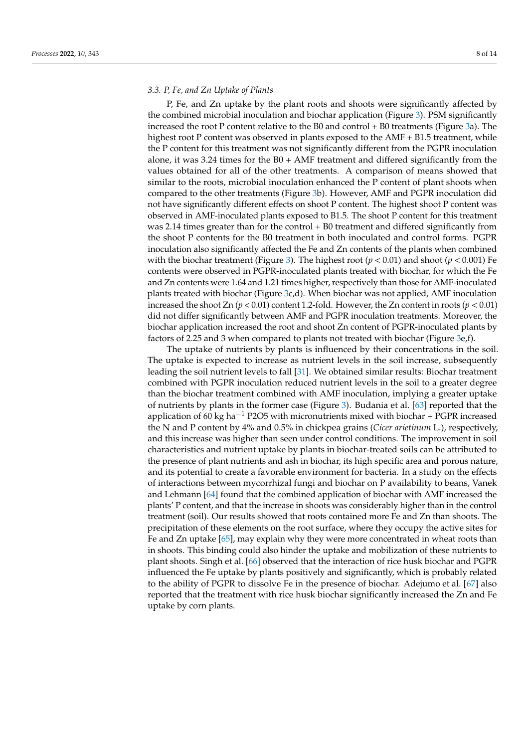### 3.3. P, Fe, and Zn Uptake of Plants

P, Fe, and Zn uptake by the plant roots and shoots were significantly affected by the combined microbial inoculation and biochar application (Figure 3). PSM significantly increased the root P content relative to the B0 and control + B0 treatments (Figure 3a). The highest root P content was observed in plants exposed to the AMF + B1.5 treatment, while the P content for this treatment was not significantly different from the PGPR inoculation alone, it was 3.24 times for the B0 + AMF treatment and differed significantly from the values obtained for all of the other treatments. A comparison of means showed that similar to the roots, microbial inoculation enhanced the P content of plant shoots when compared to the other treatments (Figure 3b). However, AMF and PGPR inoculation did not have significantly different effects on shoot P content. The highest shoot P content was observed in AMF-inoculated plants exposed to B1.5. The shoot P content for this treatment was 2.14 times greater than for the control + B0 treatment and differed significantly from the shoot P contents for the B0 treatment in both inoculated and control forms. PGPR inoculation also significantly affected the Fe and Zn contents of the plants when combined with the biochar treatment (Figure 3). The highest root ($p < 0.01$) and shoot ($p < 0.001$) Fe contents were observed in PGPR-inoculated plants treated with biochar, for which the Fe and Zn contents were 1.64 and 1.21 times higher, respectively than those for AMF-inoculated plants treated with biochar (Figure 3c,d). When biochar was not applied, AMF inoculation increased the shoot Zn ($p < 0.01$) content 1.2-fold. However, the Zn content in roots ($p < 0.01$) did not differ significantly between AMF and PGPR inoculation treatments. Moreover, the biochar application increased the root and shoot Zn content of PGPR-inoculated plants by factors of 2.25 and 3 when compared to plants not treated with biochar (Figure 3e,f).

The uptake of nutrients by plants is influenced by their concentrations in the soil. The uptake is expected to increase as nutrient levels in the soil increase, subsequently leading the soil nutrient levels to fall [31]. We obtained similar results: Biochar treatment combined with PGPR inoculation reduced nutrient levels in the soil to a greater degree than the biochar treatment combined with AMF inoculation, implying a greater uptake of nutrients by plants in the former case (Figure 3). Budania et al. [63] reported that the application of 60 kg $ha^{-1}$ $P_2O_5$ with micronutrients mixed with biochar + PGPR increased the N and P content by 4% and 0.5% in chickpea grains (*Cicer arietinum* L.), respectively, and this increase was higher than seen under control conditions. The improvement in soil characteristics and nutrient uptake by plants in biochar-treated soils can be attributed to the presence of plant nutrients and ash in biochar, its high specific area and porous nature, and its potential to create a favorable environment for bacteria. In a study on the effects of interactions between mycorrhizal fungi and biochar on P availability to beans, Vanek and Lehmann [64] found that the combined application of biochar with AMF increased the plants' P content, and that the increase in shoots was considerably higher than in the control treatment (soil). Our results showed that roots contained more Fe and Zn than shoots. The precipitation of these elements on the root surface, where they occupy the active sites for Fe and Zn uptake [65], may explain why they were more concentrated in wheat roots than in shoots. This binding could also hinder the uptake and mobilization of these nutrients to plant shoots. Singh et al. [66] observed that the interaction of rice husk biochar and PGPR influenced the Fe uptake by plants positively and significantly, which is probably related to the ability of PGPR to dissolve Fe in the presence of biochar. Adejumo et al. [67] also reported that the treatment with rice husk biochar significantly increased the Zn and Fe uptake by corn plants.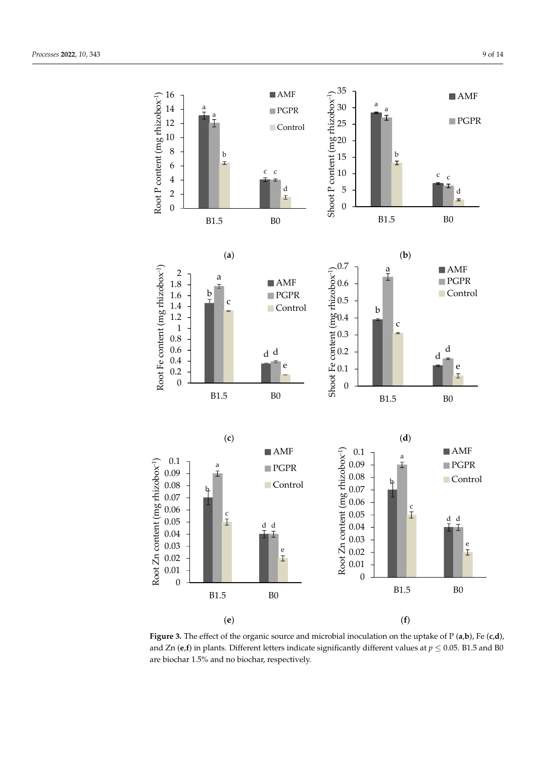**Figure 3.** The effect of the organic source and microbial inoculation on the uptake of P (**a**,**b**), Fe (**c**,**d**), and Zn (**e**,**f**) in plants. Different letters indicate significantly different values at $p \leq 0.05$. B1.5 and B0 are biochar 1.5% and no biochar, respectively.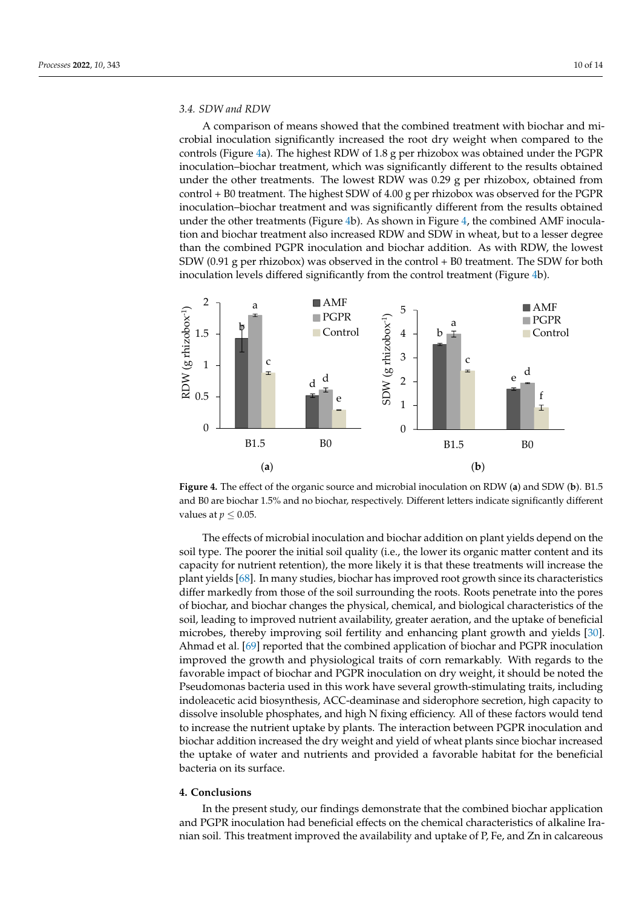### 3.4. SDW and RDW

A comparison of means showed that the combined treatment with biochar and microbial inoculation significantly increased the root dry weight when compared to the controls (Figure 4a). The highest RDW of 1.8 g per rhizobox was obtained under the PGPR inoculation–biochar treatment, which was significantly different to the results obtained under the other treatments. The lowest RDW was 0.29 g per rhizobox, obtained from control + B0 treatment. The highest SDW of 4.00 g per rhizobox was observed for the PGPR inoculation–biochar treatment and was significantly different from the results obtained under the other treatments (Figure 4b). As shown in Figure 4, the combined AMF inoculation and biochar treatment also increased RDW and SDW in wheat, but to a lesser degree than the combined PGPR inoculation and biochar addition. As with RDW, the lowest SDW (0.91 g per rhizobox) was observed in the control + B0 treatment. The SDW for both inoculation levels differed significantly from the control treatment (Figure 4b).

**Figure 4.** The effect of the organic source and microbial inoculation on RDW (**a**) and SDW (**b**). B1.5 and B0 are biochar 1.5% and no biochar, respectively. Different letters indicate significantly different values at $p \leq 0.05$.

The effects of microbial inoculation and biochar addition on plant yields depend on the soil type. The poorer the initial soil quality (i.e., the lower its organic matter content and its capacity for nutrient retention), the more likely it is that these treatments will increase the plant yields [68]. In many studies, biochar has improved root growth since its characteristics differ markedly from those of the soil surrounding the roots. Roots penetrate into the pores of biochar, and biochar changes the physical, chemical, and biological characteristics of the soil, leading to improved nutrient availability, greater aeration, and the uptake of beneficial microbes, thereby improving soil fertility and enhancing plant growth and yields [30]. Ahmad et al. [69] reported that the combined application of biochar and PGPR inoculation improved the growth and physiological traits of corn remarkably. With regards to the favorable impact of biochar and PGPR inoculation on dry weight, it should be noted the Pseudomonas bacteria used in this work have several growth-stimulating traits, including indoleacetic acid biosynthesis, ACC-deaminase and siderophore secretion, high capacity to dissolve insoluble phosphates, and high N fixing efficiency. All of these factors would tend to increase the nutrient uptake by plants. The interaction between PGPR inoculation and biochar addition increased the dry weight and yield of wheat plants since biochar increased the uptake of water and nutrients and provided a favorable habitat for the beneficial bacteria on its surface.

## 4. Conclusions

In the present study, our findings demonstrate that the combined biochar application and PGPR inoculation had beneficial effects on the chemical characteristics of alkaline Iranian soil. This treatment improved the availability and uptake of P, Fe, and Zn in calcareous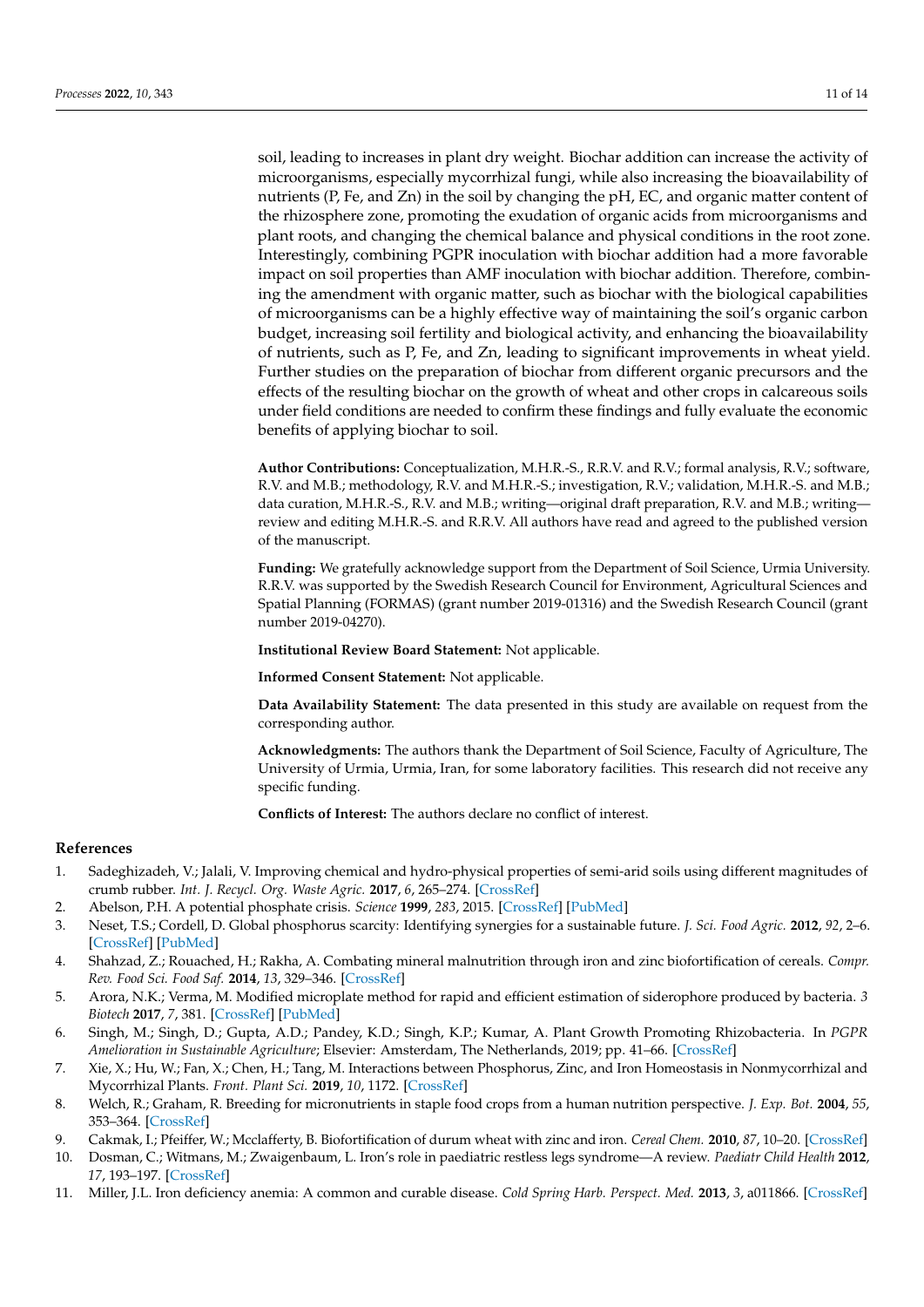soil, leading to increases in plant dry weight. Biochar addition can increase the activity of microorganisms, especially mycorrhizal fungi, while also increasing the bioavailability of nutrients (P, Fe, and Zn) in the soil by changing the pH, EC, and organic matter content of the rhizosphere zone, promoting the exudation of organic acids from microorganisms and plant roots, and changing the chemical balance and physical conditions in the root zone. Interestingly, combining PGPR inoculation with biochar addition had a more favorable impact on soil properties than AMF inoculation with biochar addition. Therefore, combining the amendment with organic matter, such as biochar with the biological capabilities of microorganisms can be a highly effective way of maintaining the soil's organic carbon budget, increasing soil fertility and biological activity, and enhancing the bioavailability of nutrients, such as P, Fe, and Zn, leading to significant improvements in wheat yield. Further studies on the preparation of biochar from different organic precursors and the effects of the resulting biochar on the growth of wheat and other crops in calcareous soils under field conditions are needed to confirm these findings and fully evaluate the economic benefits of applying biochar to soil.

**Author Contributions:** Conceptualization, M.H.R.-S., R.R.V. and R.V.; formal analysis, R.V.; software, R.V. and M.B.; methodology, R.V. and M.H.R.-S.; investigation, R.V.; validation, M.H.R.-S. and M.B.; data curation, M.H.R.-S., R.V. and M.B.; writing—original draft preparation, R.V. and M.B.; writing—review and editing M.H.R.-S. and R.R.V. All authors have read and agreed to the published version of the manuscript.

**Funding:** We gratefully acknowledge support from the Department of Soil Science, Urmia University. R.R.V. was supported by the Swedish Research Council for Environment, Agricultural Sciences and Spatial Planning (FORMAS) (grant number 2019-01316) and the Swedish Research Council (grant number 2019-04270).

**Institutional Review Board Statement:** Not applicable.

**Informed Consent Statement:** Not applicable.

**Data Availability Statement:** The data presented in this study are available on request from the corresponding author.

**Acknowledgments:** The authors thank the Department of Soil Science, Faculty of Agriculture, The University of Urmia, Urmia, Iran, for some laboratory facilities. This research did not receive any specific funding.

**Conflicts of Interest:** The authors declare no conflict of interest.

## References

1. Sadeghizadeh, V.; Jalali, V. Improving chemical and hydro-physical properties of semi-arid soils using different magnitudes of crumb rubber. *Int. J. Recycl. Org. Waste Agric.* **2017**, *6*, 265–274. [CrossRef]
2. Abelson, P.H. A potential phosphate crisis. *Science* **1999**, *283*, 2015. [CrossRef] [PubMed]
3. Neset, T.S.; Cordell, D. Global phosphorus scarcity: Identifying synergies for a sustainable future. *J. Sci. Food Agric.* **2012**, *92*, 2–6. [CrossRef] [PubMed]
4. Shahzad, Z.; Rouached, H.; Rakha, A. Combating mineral malnutrition through iron and zinc biofortification of cereals. *Compr. Rev. Food Sci. Food Saf.* **2014**, *13*, 329–346. [CrossRef]
5. Arora, N.K.; Verma, M. Modified microplate method for rapid and efficient estimation of siderophore produced by bacteria. *3 Biotech* **2017**, *7*, 381. [CrossRef] [PubMed]
6. Singh, M.; Singh, D.; Gupta, A.D.; Pandey, K.D.; Singh, K.P.; Kumar, A. Plant Growth Promoting Rhizobacteria. In *PGPR Amelioration in Sustainable Agriculture*; Elsevier: Amsterdam, The Netherlands, 2019; pp. 41–66. [CrossRef]
7. Xie, X.; Hu, W.; Fan, X.; Chen, H.; Tang, M. Interactions between Phosphorus, Zinc, and Iron Homeostasis in Nonmycorrhizal and Mycorrhizal Plants. *Front. Plant Sci.* **2019**, *10*, 1172. [CrossRef]
8. Welch, R.; Graham, R. Breeding for micronutrients in staple food crops from a human nutrition perspective. *J. Exp. Bot.* **2004**, *55*, 353–364. [CrossRef]
9. Cakmak, I.; Pfeiffer, W.; Mcclafferty, B. Biofortification of durum wheat with zinc and iron. *Cereal Chem.* **2010**, *87*, 10–20. [CrossRef]
10. Dosman, C.; Witmans, M.; Zwaigenbaum, L. Iron's role in paediatric restless legs syndrome—A review. *Paediatr Child Health* **2012**, *17*, 193–197. [CrossRef]
11. Miller, J.L. Iron deficiency anemia: A common and curable disease. *Cold Spring Harb. Perspect. Med.* **2013**, *3*, a011866. [CrossRef]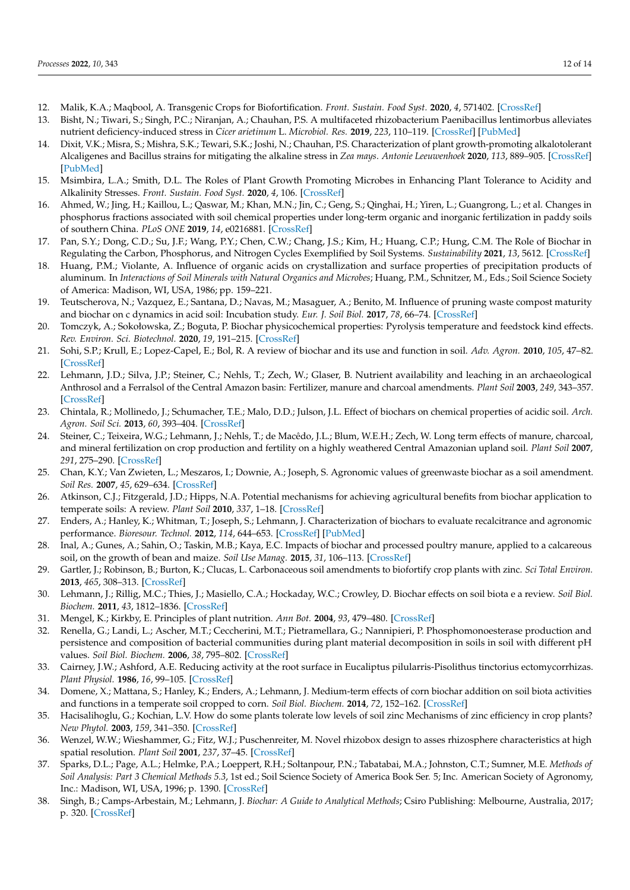12. Malik, K.A.; Maqbool, A. Transgenic Crops for Biofortification. *Front. Sustain. Food Syst.* **2020**, *4*, 571402. [CrossRef]
13. Bisht, N.; Tiwari, S.; Singh, P.C.; Niranjan, A.; Chauhan, P.S. A multifaceted rhizobacterium Paenibacillus lentimorbus alleviates nutrient deficiency-induced stress in *Cicer arietinum* L. *Microbiol. Res.* **2019**, *223*, 110–119. [CrossRef] [PubMed]
14. Dixit, V.K.; Misra, S.; Mishra, S.K.; Tewari, S.K.; Joshi, N.; Chauhan, P.S. Characterization of plant growth-promoting alkalotolerant Alcaligenes and Bacillus strains for mitigating the alkaline stress in *Zea mays*. *Antonie Leeuwenhoek* **2020**, *113*, 889–905. [CrossRef] [PubMed]
15. Msimbira, L.A.; Smith, D.L. The Roles of Plant Growth Promoting Microbes in Enhancing Plant Tolerance to Acidity and Alkalinity Stresses. *Front. Sustain. Food Syst.* **2020**, *4*, 106. [CrossRef]
16. Ahmed, W.; Jing, H.; Kaillou, L.; Qaswar, M.; Khan, M.N.; Jin, C.; Geng, S.; Qinghai, H.; Yiren, L.; Guangrong, L.; et al. Changes in phosphorus fractions associated with soil chemical properties under long-term organic and inorganic fertilization in paddy soils of southern China. *PLoS ONE* **2019**, *14*, e0216881. [CrossRef]
17. Pan, S.Y.; Dong, C.D.; Su, J.F.; Wang, P.Y.; Chen, C.W.; Chang, J.S.; Kim, H.; Huang, C.P.; Hung, C.M. The Role of Biochar in Regulating the Carbon, Phosphorus, and Nitrogen Cycles Exemplified by Soil Systems. *Sustainability* **2021**, *13*, 5612. [CrossRef]
18. Huang, P.M.; Violante, A. Influence of organic acids on crystallization and surface properties of precipitation products of aluminum. In *Interactions of Soil Minerals with Natural Organics and Microbes*; Huang, P.M., Schnitzer, M., Eds.; Soil Science Society of America: Madison, WI, USA, 1986; pp. 159–221.
19. Teutscherova, N.; Vazquez, E.; Santana, D.; Navas, M.; Masaguer, A.; Benito, M. Influence of pruning waste compost maturity and biochar on c dynamics in acid soil: Incubation study. *Eur. J. Soil Biol.* **2017**, *78*, 66–74. [CrossRef]
20. Tomczyk, A.; Sokołowska, Z.; Boguta, P. Biochar physicochemical properties: Pyrolysis temperature and feedstock kind effects. *Rev. Environ. Sci. Biotechnol.* **2020**, *19*, 191–215. [CrossRef]
21. Sohi, S.P.; Krull, E.; Lopez-Capel, E.; Bol, R. A review of biochar and its use and function in soil. *Adv. Agron.* **2010**, *105*, 47–82. [CrossRef]
22. Lehmann, J.D.; Silva, J.P.; Steiner, C.; Nehls, T.; Zech, W.; Glaser, B. Nutrient availability and leaching in an archaeological Anthrosol and a Ferralsol of the Central Amazon basin: Fertilizer, manure and charcoal amendments. *Plant Soil* **2003**, *249*, 343–357. [CrossRef]
23. Chintala, R.; Mollinedo, J.; Schumacher, T.E.; Malo, D.D.; Julson, J.L. Effect of biochars on chemical properties of acidic soil. *Arch. Agron. Soil Sci.* **2013**, *60*, 393–404. [CrossRef]
24. Steiner, C.; Teixeira, W.G.; Lehmann, J.; Nehls, T.; de Macêdo, J.L.; Blum, W.E.H.; Zech, W. Long term effects of manure, charcoal, and mineral fertilization on crop production and fertility on a highly weathered Central Amazonian upland soil. *Plant Soil* **2007**, *291*, 275–290. [CrossRef]
25. Chan, K.Y.; Van Zwieten, L.; Meszaros, I.; Downie, A.; Joseph, S. Agronomic values of greenwaste biochar as a soil amendment. *Soil Res.* **2007**, *45*, 629–634. [CrossRef]
26. Atkinson, C.J.; Fitzgerald, J.D.; Hipps, N.A. Potential mechanisms for achieving agricultural benefits from biochar application to temperate soils: A review. *Plant Soil* **2010**, *337*, 1–18. [CrossRef]
27. Enders, A.; Hanley, K.; Whitman, T.; Joseph, S.; Lehmann, J. Characterization of biochars to evaluate recalcitrance and agronomic performance. *Bioresour. Technol.* **2012**, *114*, 644–653. [CrossRef] [PubMed]
28. Inal, A.; Gunes, A.; Sahin, O.; Taskin, M.B.; Kaya, E.C. Impacts of biochar and processed poultry manure, applied to a calcareous soil, on the growth of bean and maize. *Soil Use Manag.* **2015**, *31*, 106–113. [CrossRef]
29. Gartler, J.; Robinson, B.; Burton, K.; Clucas, L. Carbonaceous soil amendments to biofortify crop plants with zinc. *Sci Total Environ.* **2013**, *465*, 308–313. [CrossRef]
30. Lehmann, J.; Rillig, M.C.; Thies, J.; Masiello, C.A.; Hockaday, W.C.; Crowley, D. Biochar effects on soil biota e a review. *Soil Biol. Biochem.* **2011**, *43*, 1812–1836. [CrossRef]
31. Mengel, K.; Kirkby, E. Principles of plant nutrition. *Ann Bot.* **2004**, *93*, 479–480. [CrossRef]
32. Renella, G.; Landi, L.; Ascher, M.T.; Ceccherini, M.T.; Pietramellara, G.; Nannipieri, P. Phosphomonoesterase production and persistence and composition of bacterial communities during plant material decomposition in soils in soil with different pH values. *Soil Biol. Biochem.* **2006**, *38*, 795–802. [CrossRef]
33. Cairney, J.W.; Ashford, A.E. Reducing activity at the root surface in Eucaliptus pilularris-Pisolithus tinctorius ectomycorrhizas. *Plant Physiol.* **1986**, *16*, 99–105. [CrossRef]
34. Domene, X.; Mattana, S.; Hanley, K.; Enders, A.; Lehmann, J. Medium-term effects of corn biochar addition on soil biota activities and functions in a temperate soil cropped to corn. *Soil Biol. Biochem.* **2014**, *72*, 152–162. [CrossRef]
35. Hacisalihoglu, G.; Kochian, L.V. How do some plants tolerate low levels of soil zinc Mechanisms of zinc efficiency in crop plants? *New Phytol.* **2003**, *159*, 341–350. [CrossRef]
36. Wenzel, W.W.; Wieshammer, G.; Fitz, W.J.; Puschenreiter, M. Novel rhizobox design to asses rhizosphere characteristics at high spatial resolution. *Plant Soil* **2001**, *237*, 37–45. [CrossRef]
37. Sparks, D.L.; Page, A.L.; Helmke, P.A.; Loeppert, R.H.; Soltanpour, P.N.; Tabatabai, M.A.; Johnston, C.T.; Sumner, M.E. *Methods of Soil Analysis: Part 3 Chemical Methods 5.3*, 1st ed.; Soil Science Society of America Book Ser. 5; Inc. American Society of Agronomy, Inc.: Madison, WI, USA, 1996; p. 1390. [CrossRef]
38. Singh, B.; Camps-Arbestain, M.; Lehmann, J. *Biochar: A Guide to Analytical Methods*; Csiro Publishing: Melbourne, Australia, 2017; p. 320. [CrossRef]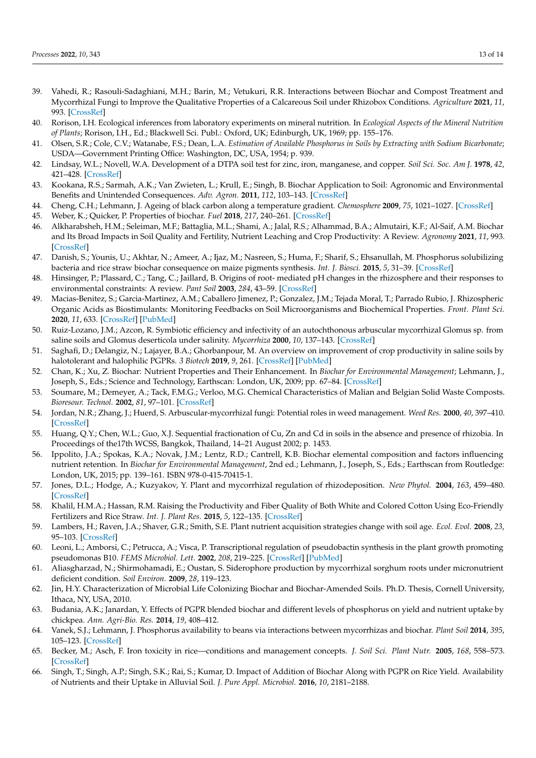39. Vahedi, R.; Rasouli-Sadaghiani, M.H.; Barin, M.; Vetukuri, R.R. Interactions between Biochar and Compost Treatment and Mycorrhizal Fungi to Improve the Qualitative Properties of a Calcareous Soil under Rhizobox Conditions. *Agriculture* **2021**, *11*, 993. [CrossRef]
40. Rorison, I.H. Ecological inferences from laboratory experiments on mineral nutrition. In *Ecological Aspects of the Mineral Nutrition of Plants*; Rorison, I.H., Ed.; Blackwell Sci. Publ.: Oxford, UK; Edinburgh, UK, 1969; pp. 155–176.
41. Olsen, S.R.; Cole, C.V.; Watanabe, F.S.; Dean, L.A. *Estimation of Available Phosphorus in Soils by Extracting with Sodium Bicarbonate*; USDA—Government Printing Office: Washington, DC, USA, 1954; p. 939.
42. Lindsay, W.L.; Novell, W.A. Development of a DTPA soil test for zinc, iron, manganese, and copper. *Soil Sci. Soc. Am J.* **1978**, *42*, 421–428. [CrossRef]
43. Kookana, R.S.; Sarmah, A.K.; Van Zwieten, L.; Krull, E.; Singh, B. Biochar Application to Soil: Agronomic and Environmental Benefits and Unintended Consequences. *Adv. Agron.* **2011**, *112*, 103–143. [CrossRef]
44. Cheng, C.H.; Lehmann, J. Ageing of black carbon along a temperature gradient. *Chemosphere* **2009**, *75*, 1021–1027. [CrossRef]
45. Weber, K.; Quicker, P. Properties of biochar. *Fuel* **2018**, *217*, 240–261. [CrossRef]
46. Alkharabsheh, H.M.; Seleiman, M.F.; Battaglia, M.L.; Shami, A.; Jalal, R.S.; Alhammad, B.A.; Almutairi, K.F.; Al-Saif, A.M. Biochar and Its Broad Impacts in Soil Quality and Fertility, Nutrient Leaching and Crop Productivity: A Review. *Agronomy* **2021**, *11*, 993. [CrossRef]
47. Danish, S.; Younis, U.; Akhtar, N.; Ameer, A.; Ijaz, M.; Nasreen, S.; Huma, F.; Sharif, S.; Ehsanullah, M. Phosphorus solubilizing bacteria and rice straw biochar consequence on maize pigments synthesis. *Int. J. Biosci.* **2015**, *5*, 31–39. [CrossRef]
48. Hinsinger, P.; Plassard, C.; Tang, C.; Jaillard, B. Origins of root- mediated pH changes in the rhizosphere and their responses to environmental constraints: A review. *Pant Soil* **2003**, *284*, 43–59. [CrossRef]
49. Macias-Benitez, S.; Garcia-Martinez, A.M.; Caballero Jimenez, P.; Gonzalez, J.M.; Tejada Moral, T.; Parrado Rubio, J. Rhizospheric Organic Acids as Biostimulants: Monitoring Feedbacks on Soil Microorganisms and Biochemical Properties. *Front. Plant Sci.* **2020**, *11*, 633. [CrossRef] [PubMed]
50. Ruiz-Lozano, J.M.; Azcon, R. Symbiotic efficiency and infectivity of an autochthonous arbuscular mycorrhizal Glomus sp. from saline soils and Glomus deserticola under salinity. *Mycorrhiza* **2000**, *10*, 137–143. [CrossRef]
51. Saghafi, D.; Delangiz, N.; Lajayer, B.A.; Ghorbanpour, M. An overview on improvement of crop productivity in saline soils by halotolerant and halophilic PGPRs. *3 Biotech* **2019**, *9*, 261. [CrossRef] [PubMed]
52. Chan, K.; Xu, Z. Biochar: Nutrient Properties and Their Enhancement. In *Biochar for Environmental Management*; Lehmann, J., Joseph, S., Eds.; Science and Technology, Earthscan: London, UK, 2009; pp. 67–84. [CrossRef]
53. Soumare, M.; Demeyer, A.; Tack, F.M.G.; Verloo, M.G. Chemical Characteristics of Malian and Belgian Solid Waste Composts. *Bioresour. Technol.* **2002**, *81*, 97–101. [CrossRef]
54. Jordan, N.R.; Zhang, J.; Huerd, S. Arbuscular-mycorrhizal fungi: Potential roles in weed management. *Weed Res.* **2000**, *40*, 397–410. [CrossRef]
55. Huang, Q.Y.; Chen, W.L.; Guo, X.J. Sequential fractionation of Cu, Zn and Cd in soils in the absence and presence of rhizobia. In Proceedings of the17th WCSS, Bangkok, Thailand, 14–21 August 2002; p. 1453.
56. Ippolito, J.A.; Spokas, K.A.; Novak, J.M.; Lentz, R.D.; Cantrell, K.B. Biochar elemental composition and factors influencing nutrient retention. In *Biochar for Environmental Management*, 2nd ed.; Lehmann, J., Joseph, S., Eds.; Earthscan from Routledge: London, UK, 2015; pp. 139–161. ISBN 978-0-415-70415-1.
57. Jones, D.L.; Hodge, A.; Kuzyakov, Y. Plant and mycorrhizal regulation of rhizodeposition. *New Phytol.* **2004**, *163*, 459–480. [CrossRef]
58. Khalil, H.M.A.; Hassan, R.M. Raising the Productivity and Fiber Quality of Both White and Colored Cotton Using Eco-Friendly Fertilizers and Rice Straw. *Int. J. Plant Res.* **2015**, *5*, 122–135. [CrossRef]
59. Lambers, H.; Raven, J.A.; Shaver, G.R.; Smith, S.E. Plant nutrient acquisition strategies change with soil age. *Ecol. Evol.* **2008**, *23*, 95–103. [CrossRef]
60. Leoni, L.; Amborsi, C.; Petrucca, A.; Visca, P. Transcriptional regulation of pseudobactin synthesis in the plant growth promoting pseudomonas B10. *FEMS Microbiol. Lett.* **2002**, *208*, 219–225. [CrossRef] [PubMed]
61. Aliasgharzad, N.; Shirmohamadi, E.; Oustan, S. Siderophore production by mycorrhizal sorghum roots under micronutrient deficient condition. *Soil Environ.* **2009**, *28*, 119–123.
62. Jin, H.Y. Characterization of Microbial Life Colonizing Biochar and Biochar-Amended Soils. Ph.D. Thesis, Cornell University, Ithaca, NY, USA, 2010.
63. Budania, A.K.; Janardan, Y. Effects of PGPR blended biochar and different levels of phosphorus on yield and nutrient uptake by chickpea. *Ann. Agri-Bio. Res.* **2014**, *19*, 408–412.
64. Vanek, S.J.; Lehmann, J. Phosphorus availability to beans via interactions between mycorrhizas and biochar. *Plant Soil* **2014**, *395*, 105–123. [CrossRef]
65. Becker, M.; Asch, F. Iron toxicity in rice—conditions and management concepts. *J. Soil Sci. Plant Nutr.* **2005**, *168*, 558–573. [CrossRef]
66. Singh, T.; Singh, A.P.; Singh, S.K.; Rai, S.; Kumar, D. Impact of Addition of Biochar Along with PGPR on Rice Yield. Availability of Nutrients and their Uptake in Alluvial Soil. *J. Pure Appl. Microbiol.* **2016**, *10*, 2181–2188.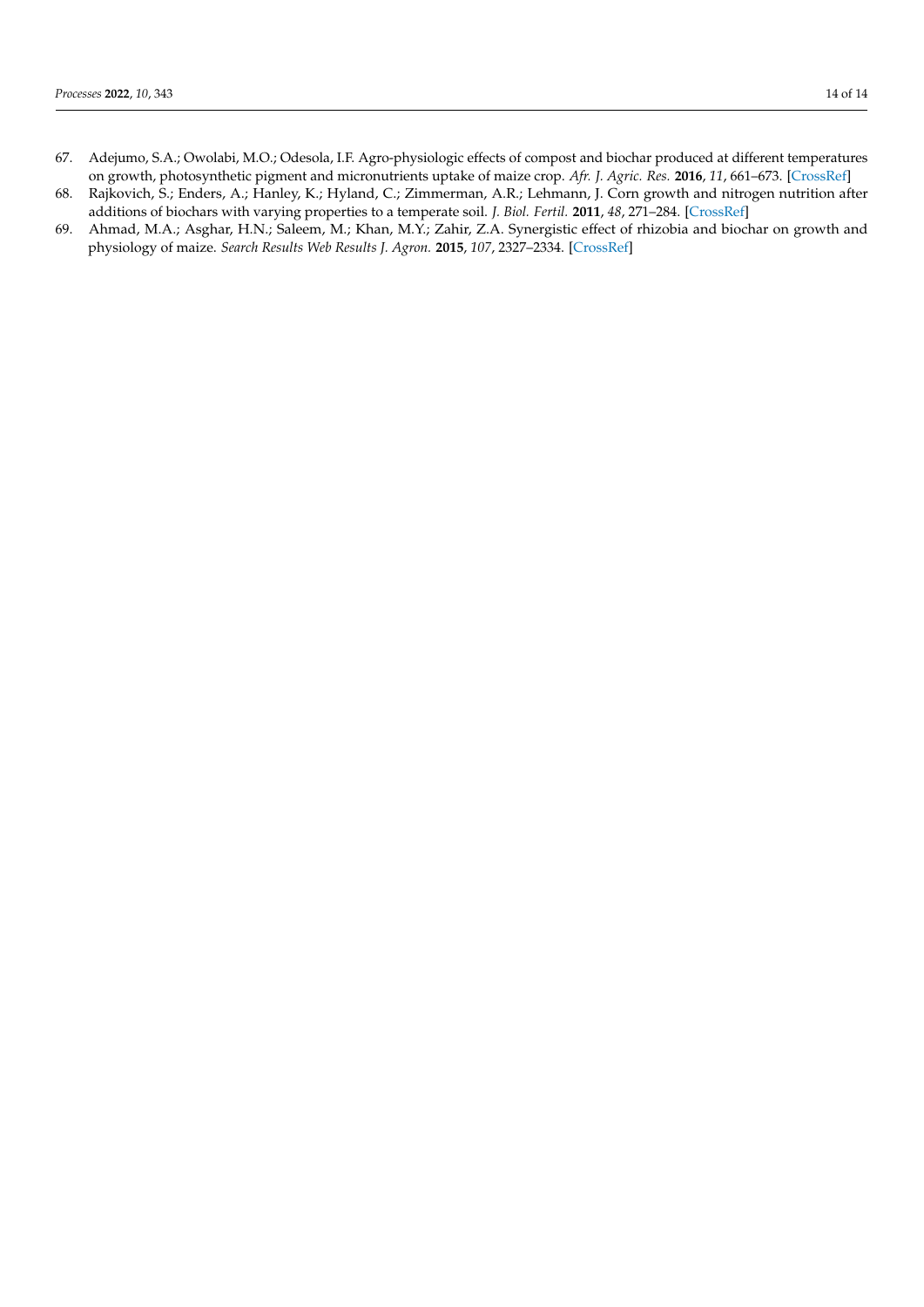67. Adejumo, S.A.; Owolabi, M.O.; Odesola, I.F. Agro-physiologic effects of compost and biochar produced at different temperatures on growth, photosynthetic pigment and micronutrients uptake of maize crop. *Afr. J. Agric. Res.* **2016**, *11*, 661–673. [CrossRef]
68. Rajkovich, S.; Enders, A.; Hanley, K.; Hyland, C.; Zimmerman, A.R.; Lehmann, J. Corn growth and nitrogen nutrition after additions of biochars with varying properties to a temperate soil. *J. Biol. Fertil.* **2011**, *48*, 271–284. [CrossRef]
69. Ahmad, M.A.; Asghar, H.N.; Saleem, M.; Khan, M.Y.; Zahir, Z.A. Synergistic effect of rhizobia and biochar on growth and physiology of maize. *Search Results Web Results J. Agron.* **2015**, *107*, 2327–2334. [CrossRef]